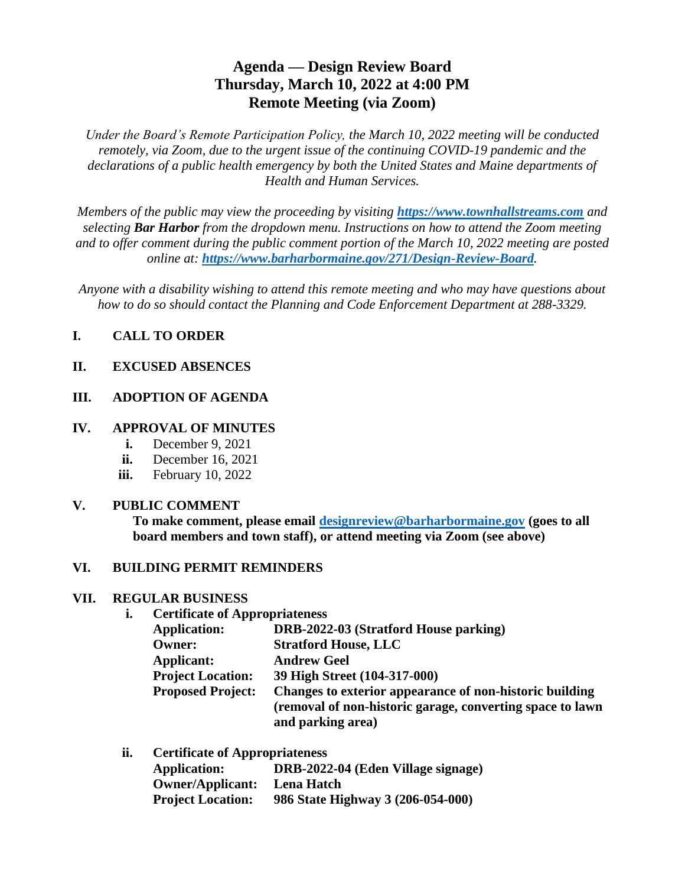# Agenda — Design Review Board
# Thursday, March 10, 2022 at 4:00 PM
# Remote Meeting (via Zoom)

*Under the Board's Remote Participation Policy, the March 10, 2022 meeting will be conducted remotely, via Zoom, due to the urgent issue of the continuing COVID-19 pandemic and the declarations of a public health emergency by both the United States and Maine departments of Health and Human Services.*

*Members of the public may view the proceeding by visiting **[https://www.townhallstreams.com](https://www.townhallstreams.com)** and selecting **Bar Harbor** from the dropdown menu. Instructions on how to attend the Zoom meeting and to offer comment during the public comment portion of the March 10, 2022 meeting are posted online at: **[https://www.barharbormaine.gov/271/Design-Review-Board](https://www.barharbormaine.gov/271/Design-Review-Board)**.*

*Anyone with a disability wishing to attend this remote meeting and who may have questions about how to do so should contact the Planning and Code Enforcement Department at 288-3329.*

## I. CALL TO ORDER

## II. EXCUSED ABSENCES

## III. ADOPTION OF AGENDA

## IV. APPROVAL OF MINUTES

- **i.** December 9, 2021
- **ii.** December 16, 2021
- **iii.** February 10, 2022

## V. PUBLIC COMMENT

**To make comment, please email [designreview@barharbormaine.gov](mailto:designreview@barharbormaine.gov) (goes to all board members and town staff), or attend meeting via Zoom (see above)**

## VI. BUILDING PERMIT REMINDERS

## VII. REGULAR BUSINESS

**i. Certificate of Appropriateness**

**Application:** **DRB-2022-03 (Stratford House parking)**
**Owner:** **Stratford House, LLC**
**Applicant:** **Andrew Geel**
**Project Location:** **39 High Street (104-317-000)**
**Proposed Project:** **Changes to exterior appearance of non-historic building (removal of non-historic garage, converting space to lawn and parking area)**

**ii. Certificate of Appropriateness**

**Application:** **DRB-2022-04 (Eden Village signage)**
**Owner/Applicant:** **Lena Hatch**
**Project Location:** **986 State Highway 3 (206-054-000)**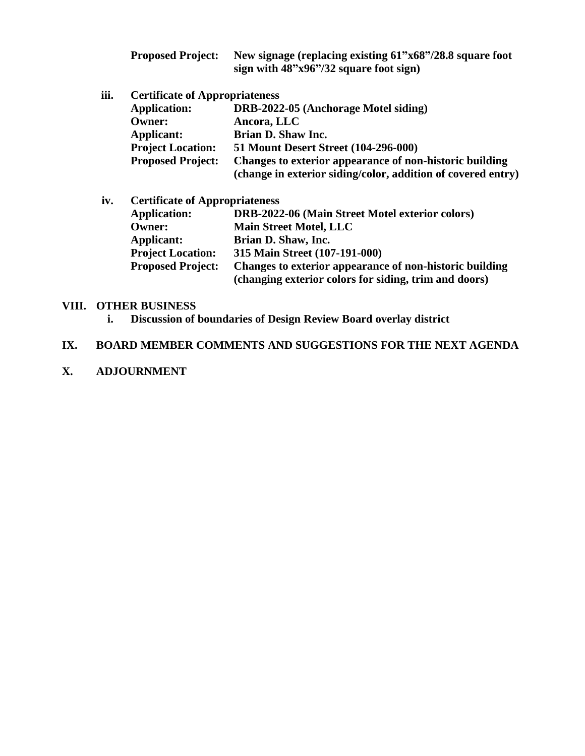**Proposed Project:** **New signage (replacing existing 61”x68”/28.8 square foot sign with 48”x96”/32 square foot sign)**

**iii. Certificate of Appropriateness**

| | |
|---|---|
| **Application:** | **DRB-2022-05 (Anchorage Motel siding)** |
| **Owner:** | **Ancora, LLC** |
| **Applicant:** | **Brian D. Shaw Inc.** |
| **Project Location:** | **51 Mount Desert Street (104-296-000)** |
| **Proposed Project:** | **Changes to exterior appearance of non-historic building (change in exterior siding/color, addition of covered entry)** |

**iv. Certificate of Appropriateness**

| | |
|---|---|
| **Application:** | **DRB-2022-06 (Main Street Motel exterior colors)** |
| **Owner:** | **Main Street Motel, LLC** |
| **Applicant:** | **Brian D. Shaw, Inc.** |
| **Project Location:** | **315 Main Street (107-191-000)** |
| **Proposed Project:** | **Changes to exterior appearance of non-historic building (changing exterior colors for siding, trim and doors)** |

**VIII. OTHER BUSINESS**

**i. Discussion of boundaries of Design Review Board overlay district**

**IX. BOARD MEMBER COMMENTS AND SUGGESTIONS FOR THE NEXT AGENDA**

**X. ADJOURNMENT**